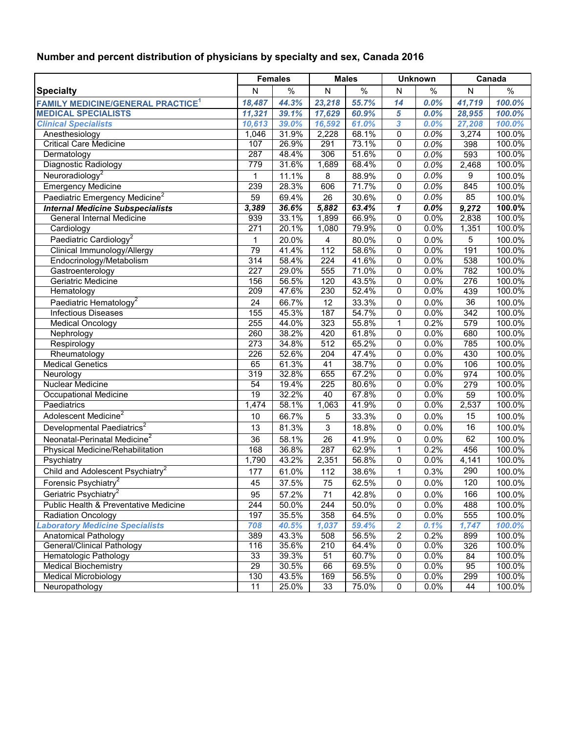## Number and percent distribution of physicians by specialty and sex, Canada 2016

| Specialty | Females | | Males | | Unknown | | Canada | |
|---|---|---|---|---|---|---|---|---|
| | N | % | N | % | N | % | N | % |
| ***FAMILY MEDICINE/GENERAL PRACTICE[1]*** | ***18,487*** | ***44.3%*** | ***23,218*** | ***55.7%*** | ***14*** | ***0.0%*** | ***41,719*** | ***100.0%*** |
| **MEDICAL SPECIALISTS** | ***11,321*** | ***39.1%*** | ***17,629*** | ***60.9%*** | ***5*** | ***0.0%*** | ***28,955*** | ***100.0%*** |
| ***Clinical Specialists*** | ***10,613*** | ***39.0%*** | ***16,592*** | ***61.0%*** | ***3*** | ***0.0%*** | ***27,208*** | ***100.0%*** |
| Anesthesiology | 1,046 | 31.9% | 2,228 | 68.1% | 0 | 0.0% | 3,274 | 100.0% |
| Critical Care Medicine | 107 | 26.9% | 291 | 73.1% | 0 | 0.0% | 398 | 100.0% |
| Dermatology | 287 | 48.4% | 306 | 51.6% | 0 | 0.0% | 593 | 100.0% |
| Diagnostic Radiology | 779 | 31.6% | 1,689 | 68.4% | 0 | 0.0% | 2,468 | 100.0% |
| Neuroradiology[2] | 1 | 11.1% | 8 | 88.9% | 0 | 0.0% | 9 | 100.0% |
| Emergency Medicine | 239 | 28.3% | 606 | 71.7% | 0 | 0.0% | 845 | 100.0% |
| Paediatric Emergency Medicine[2] | 59 | 69.4% | 26 | 30.6% | 0 | 0.0% | 85 | 100.0% |
| ***Internal Medicine Subspecialists*** | ***3,389*** | ***36.6%*** | ***5,882*** | ***63.4%*** | ***1*** | ***0.0%*** | ***9,272*** | ***100.0%*** |
| General Internal Medicine | 939 | 33.1% | 1,899 | 66.9% | 0 | 0.0% | 2,838 | 100.0% |
| Cardiology | 271 | 20.1% | 1,080 | 79.9% | 0 | 0.0% | 1,351 | 100.0% |
| Paediatric Cardiology[2] | 1 | 20.0% | 4 | 80.0% | 0 | 0.0% | 5 | 100.0% |
| Clinical Immunology/Allergy | 79 | 41.4% | 112 | 58.6% | 0 | 0.0% | 191 | 100.0% |
| Endocrinology/Metabolism | 314 | 58.4% | 224 | 41.6% | 0 | 0.0% | 538 | 100.0% |
| Gastroenterology | 227 | 29.0% | 555 | 71.0% | 0 | 0.0% | 782 | 100.0% |
| Geriatric Medicine | 156 | 56.5% | 120 | 43.5% | 0 | 0.0% | 276 | 100.0% |
| Hematology | 209 | 47.6% | 230 | 52.4% | 0 | 0.0% | 439 | 100.0% |
| Paediatric Hematology[2] | 24 | 66.7% | 12 | 33.3% | 0 | 0.0% | 36 | 100.0% |
| Infectious Diseases | 155 | 45.3% | 187 | 54.7% | 0 | 0.0% | 342 | 100.0% |
| Medical Oncology | 255 | 44.0% | 323 | 55.8% | 1 | 0.2% | 579 | 100.0% |
| Nephrology | 260 | 38.2% | 420 | 61.8% | 0 | 0.0% | 680 | 100.0% |
| Respirology | 273 | 34.8% | 512 | 65.2% | 0 | 0.0% | 785 | 100.0% |
| Rheumatology | 226 | 52.6% | 204 | 47.4% | 0 | 0.0% | 430 | 100.0% |
| Medical Genetics | 65 | 61.3% | 41 | 38.7% | 0 | 0.0% | 106 | 100.0% |
| Neurology | 319 | 32.8% | 655 | 67.2% | 0 | 0.0% | 974 | 100.0% |
| Nuclear Medicine | 54 | 19.4% | 225 | 80.6% | 0 | 0.0% | 279 | 100.0% |
| Occupational Medicine | 19 | 32.2% | 40 | 67.8% | 0 | 0.0% | 59 | 100.0% |
| Paediatrics | 1,474 | 58.1% | 1,063 | 41.9% | 0 | 0.0% | 2,537 | 100.0% |
| Adolescent Medicine[2] | 10 | 66.7% | 5 | 33.3% | 0 | 0.0% | 15 | 100.0% |
| Developmental Paediatrics[2] | 13 | 81.3% | 3 | 18.8% | 0 | 0.0% | 16 | 100.0% |
| Neonatal-Perinatal Medicine[2] | 36 | 58.1% | 26 | 41.9% | 0 | 0.0% | 62 | 100.0% |
| Physical Medicine/Rehabilitation | 168 | 36.8% | 287 | 62.9% | 1 | 0.2% | 456 | 100.0% |
| Psychiatry | 1,790 | 43.2% | 2,351 | 56.8% | 0 | 0.0% | 4,141 | 100.0% |
| Child and Adolescent Psychiatry[2] | 177 | 61.0% | 112 | 38.6% | 1 | 0.3% | 290 | 100.0% |
| Forensic Psychiatry[2] | 45 | 37.5% | 75 | 62.5% | 0 | 0.0% | 120 | 100.0% |
| Geriatric Psychiatry[2] | 95 | 57.2% | 71 | 42.8% | 0 | 0.0% | 166 | 100.0% |
| Public Health & Preventative Medicine | 244 | 50.0% | 244 | 50.0% | 0 | 0.0% | 488 | 100.0% |
| Radiation Oncology | 197 | 35.5% | 358 | 64.5% | 0 | 0.0% | 555 | 100.0% |
| ***Laboratory Medicine Specialists*** | ***708*** | ***40.5%*** | ***1,037*** | ***59.4%*** | ***2*** | ***0.1%*** | ***1,747*** | ***100.0%*** |
| Anatomical Pathology | 389 | 43.3% | 508 | 56.5% | 2 | 0.2% | 899 | 100.0% |
| General/Clinical Pathology | 116 | 35.6% | 210 | 64.4% | 0 | 0.0% | 326 | 100.0% |
| Hematologic Pathology | 33 | 39.3% | 51 | 60.7% | 0 | 0.0% | 84 | 100.0% |
| Medical Biochemistry | 29 | 30.5% | 66 | 69.5% | 0 | 0.0% | 95 | 100.0% |
| Medical Microbiology | 130 | 43.5% | 169 | 56.5% | 0 | 0.0% | 299 | 100.0% |
| Neuropathology | 11 | 25.0% | 33 | 75.0% | 0 | 0.0% | 44 | 100.0% |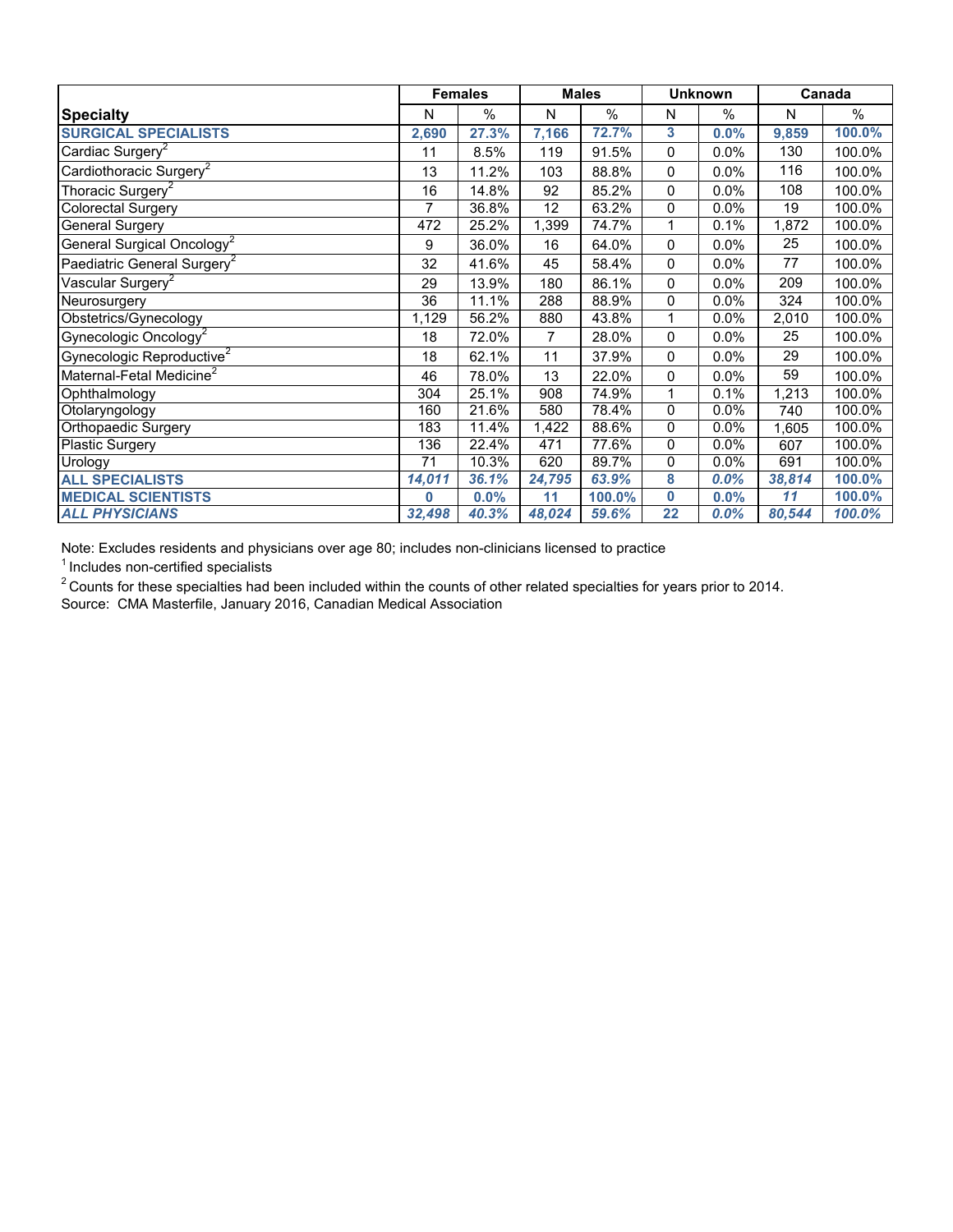| Specialty | Females | | Males | | Unknown | | Canada | |
|---|---|---|---|---|---|---|---|---|
| | N | % | N | % | N | % | N | % |
| **SURGICAL SPECIALISTS** | **2,690** | **27.3%** | **7,166** | **72.7%** | **3** | **0.0%** | **9,859** | **100.0%** |
| Cardiac Surgery[2] | 11 | 8.5% | 119 | 91.5% | 0 | 0.0% | 130 | 100.0% |
| Cardiothoracic Surgery[2] | 13 | 11.2% | 103 | 88.8% | 0 | 0.0% | 116 | 100.0% |
| Thoracic Surgery[2] | 16 | 14.8% | 92 | 85.2% | 0 | 0.0% | 108 | 100.0% |
| Colorectal Surgery | 7 | 36.8% | 12 | 63.2% | 0 | 0.0% | 19 | 100.0% |
| General Surgery | 472 | 25.2% | 1,399 | 74.7% | 1 | 0.1% | 1,872 | 100.0% |
| General Surgical Oncology[2] | 9 | 36.0% | 16 | 64.0% | 0 | 0.0% | 25 | 100.0% |
| Paediatric General Surgery[2] | 32 | 41.6% | 45 | 58.4% | 0 | 0.0% | 77 | 100.0% |
| Vascular Surgery[2] | 29 | 13.9% | 180 | 86.1% | 0 | 0.0% | 209 | 100.0% |
| Neurosurgery | 36 | 11.1% | 288 | 88.9% | 0 | 0.0% | 324 | 100.0% |
| Obstetrics/Gynecology | 1,129 | 56.2% | 880 | 43.8% | 1 | 0.0% | 2,010 | 100.0% |
| Gynecologic Oncology[2] | 18 | 72.0% | 7 | 28.0% | 0 | 0.0% | 25 | 100.0% |
| Gynecologic Reproductive[2] | 18 | 62.1% | 11 | 37.9% | 0 | 0.0% | 29 | 100.0% |
| Maternal-Fetal Medicine[2] | 46 | 78.0% | 13 | 22.0% | 0 | 0.0% | 59 | 100.0% |
| Ophthalmology | 304 | 25.1% | 908 | 74.9% | 1 | 0.1% | 1,213 | 100.0% |
| Otolaryngology | 160 | 21.6% | 580 | 78.4% | 0 | 0.0% | 740 | 100.0% |
| Orthopaedic Surgery | 183 | 11.4% | 1,422 | 88.6% | 0 | 0.0% | 1,605 | 100.0% |
| Plastic Surgery | 136 | 22.4% | 471 | 77.6% | 0 | 0.0% | 607 | 100.0% |
| Urology | 71 | 10.3% | 620 | 89.7% | 0 | 0.0% | 691 | 100.0% |
| ***ALL SPECIALISTS*** | ***14,011*** | ***36.1%*** | ***24,795*** | ***63.9%*** | ***8*** | ***0.0%*** | ***38,814*** | ***100.0%*** |
| **MEDICAL SCIENTISTS** | **0** | **0.0%** | **11** | **100.0%** | **0** | **0.0%** | **11** | **100.0%** |
| ***ALL PHYSICIANS*** | ***32,498*** | ***40.3%*** | ***48,024*** | ***59.6%*** | ***22*** | ***0.0%*** | ***80,544*** | ***100.0%*** |

Note: Excludes residents and physicians over age 80; includes non-clinicians licensed to practice

[1] Includes non-certified specialists

[2] Counts for these specialties had been included within the counts of other related specialties for years prior to 2014.

Source: CMA Masterfile, January 2016, Canadian Medical Association